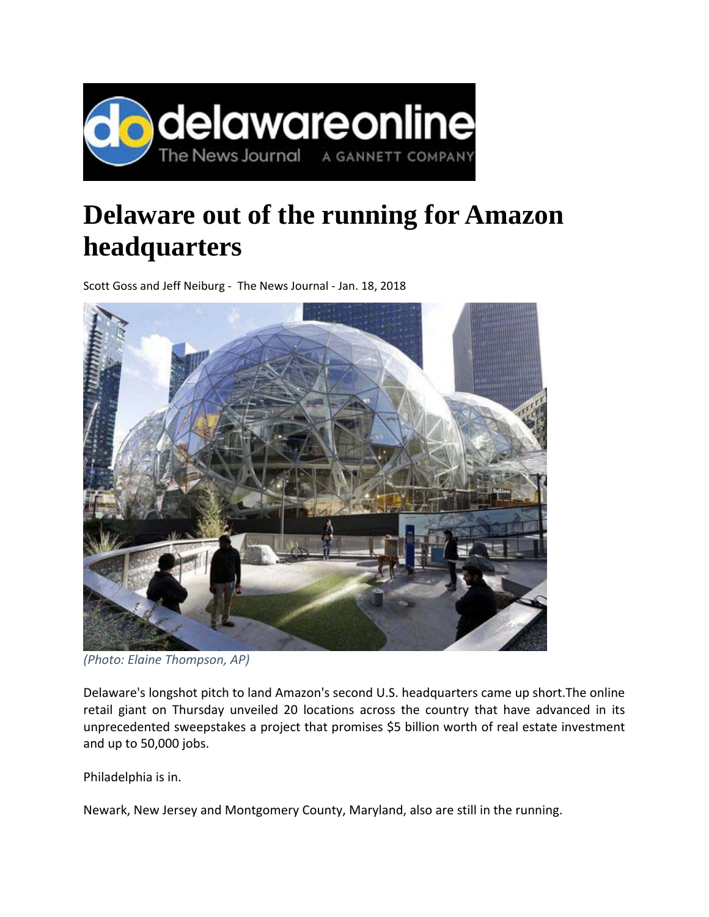delawareonline
The News Journal A GANNETT COMPANY

# Delaware out of the running for Amazon headquarters

Scott Goss and Jeff Neiburg - The News Journal - Jan. 18, 2018

*(Photo: Elaine Thompson, AP)*

Delaware's longshot pitch to land Amazon's second U.S. headquarters came up short.The online retail giant on Thursday unveiled 20 locations across the country that have advanced in its unprecedented sweepstakes a project that promises $5 billion worth of real estate investment and up to 50,000 jobs.

Philadelphia is in.

Newark, New Jersey and Montgomery County, Maryland, also are still in the running.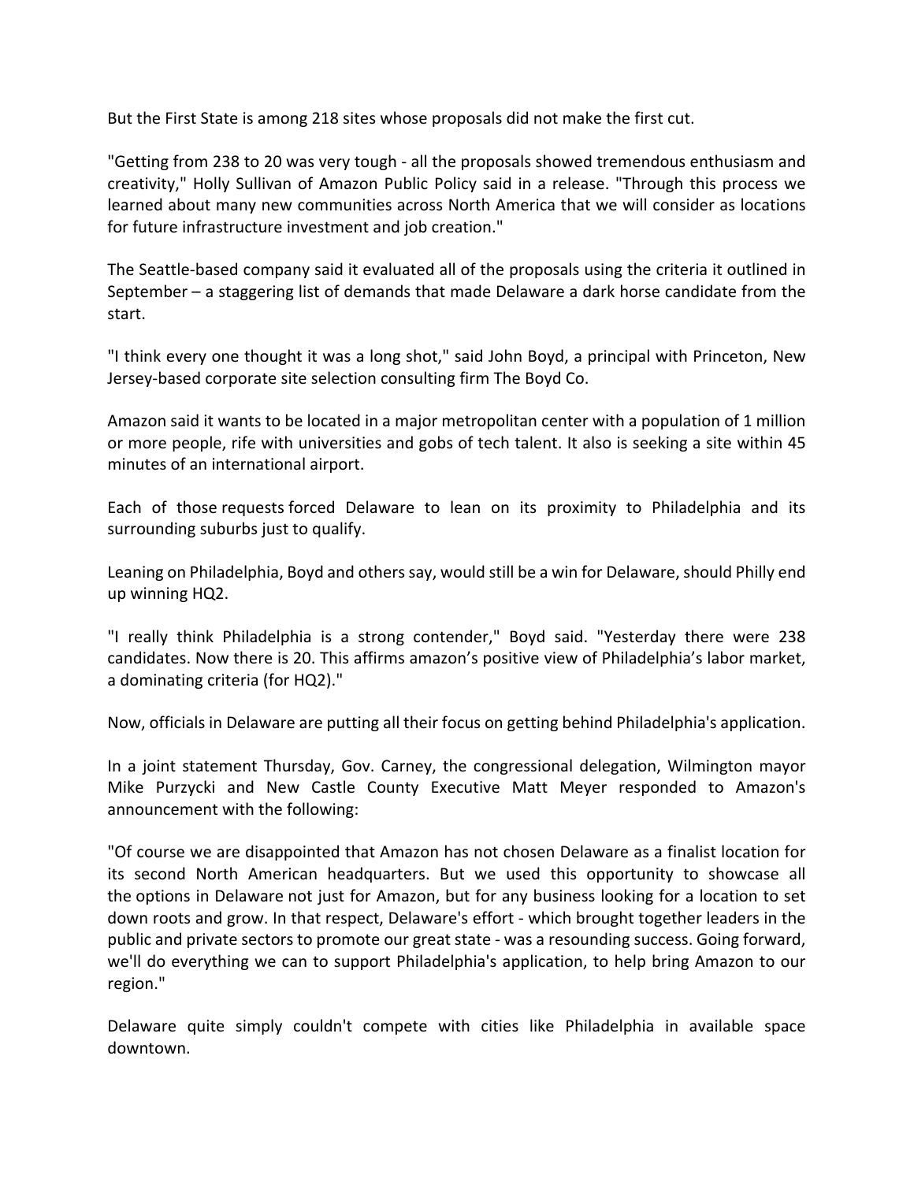But the First State is among 218 sites whose proposals did not make the first cut.

"Getting from 238 to 20 was very tough - all the proposals showed tremendous enthusiasm and creativity," Holly Sullivan of Amazon Public Policy said in a release. "Through this process we learned about many new communities across North America that we will consider as locations for future infrastructure investment and job creation."

The Seattle-based company said it evaluated all of the proposals using the criteria it outlined in September – a staggering list of demands that made Delaware a dark horse candidate from the start.

"I think every one thought it was a long shot," said John Boyd, a principal with Princeton, New Jersey-based corporate site selection consulting firm The Boyd Co.

Amazon said it wants to be located in a major metropolitan center with a population of 1 million or more people, rife with universities and gobs of tech talent. It also is seeking a site within 45 minutes of an international airport.

Each of those requests forced Delaware to lean on its proximity to Philadelphia and its surrounding suburbs just to qualify.

Leaning on Philadelphia, Boyd and others say, would still be a win for Delaware, should Philly end up winning HQ2.

"I really think Philadelphia is a strong contender," Boyd said. "Yesterday there were 238 candidates. Now there is 20. This affirms amazon's positive view of Philadelphia's labor market, a dominating criteria (for HQ2)."

Now, officials in Delaware are putting all their focus on getting behind Philadelphia's application.

In a joint statement Thursday, Gov. Carney, the congressional delegation, Wilmington mayor Mike Purzycki and New Castle County Executive Matt Meyer responded to Amazon's announcement with the following:

"Of course we are disappointed that Amazon has not chosen Delaware as a finalist location for its second North American headquarters. But we used this opportunity to showcase all the options in Delaware not just for Amazon, but for any business looking for a location to set down roots and grow. In that respect, Delaware's effort - which brought together leaders in the public and private sectors to promote our great state - was a resounding success. Going forward, we'll do everything we can to support Philadelphia's application, to help bring Amazon to our region."

Delaware quite simply couldn't compete with cities like Philadelphia in available space downtown.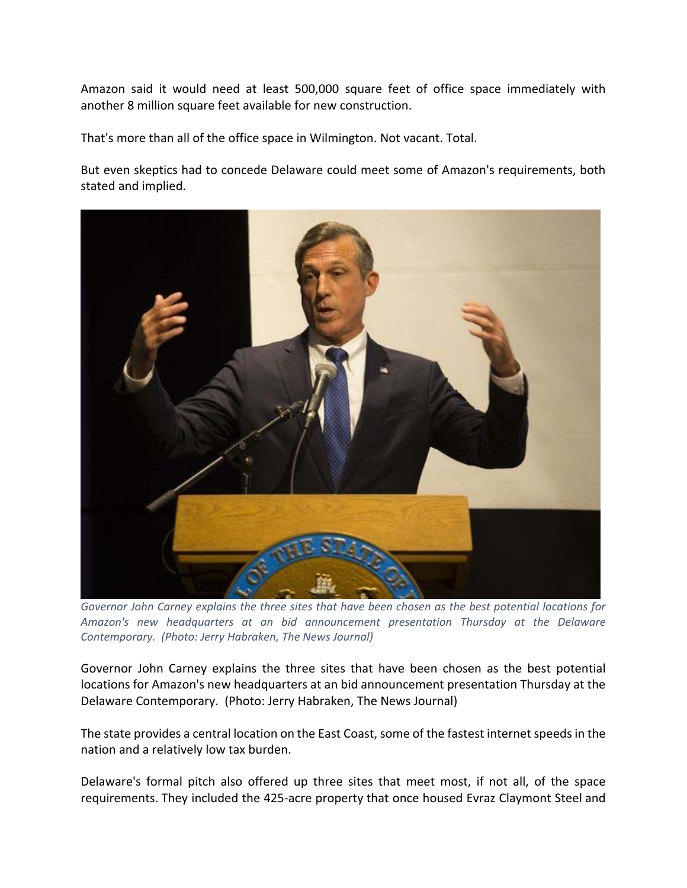Amazon said it would need at least 500,000 square feet of office space immediately with another 8 million square feet available for new construction.

That's more than all of the office space in Wilmington. Not vacant. Total.

But even skeptics had to concede Delaware could meet some of Amazon's requirements, both stated and implied.

*Governor John Carney explains the three sites that have been chosen as the best potential locations for Amazon's new headquarters at an bid announcement presentation Thursday at the Delaware Contemporary. (Photo: Jerry Habraken, The News Journal)*

Governor John Carney explains the three sites that have been chosen as the best potential locations for Amazon's new headquarters at an bid announcement presentation Thursday at the Delaware Contemporary. (Photo: Jerry Habraken, The News Journal)

The state provides a central location on the East Coast, some of the fastest internet speeds in the nation and a relatively low tax burden.

Delaware's formal pitch also offered up three sites that meet most, if not all, of the space requirements. They included the 425-acre property that once housed Evraz Claymont Steel and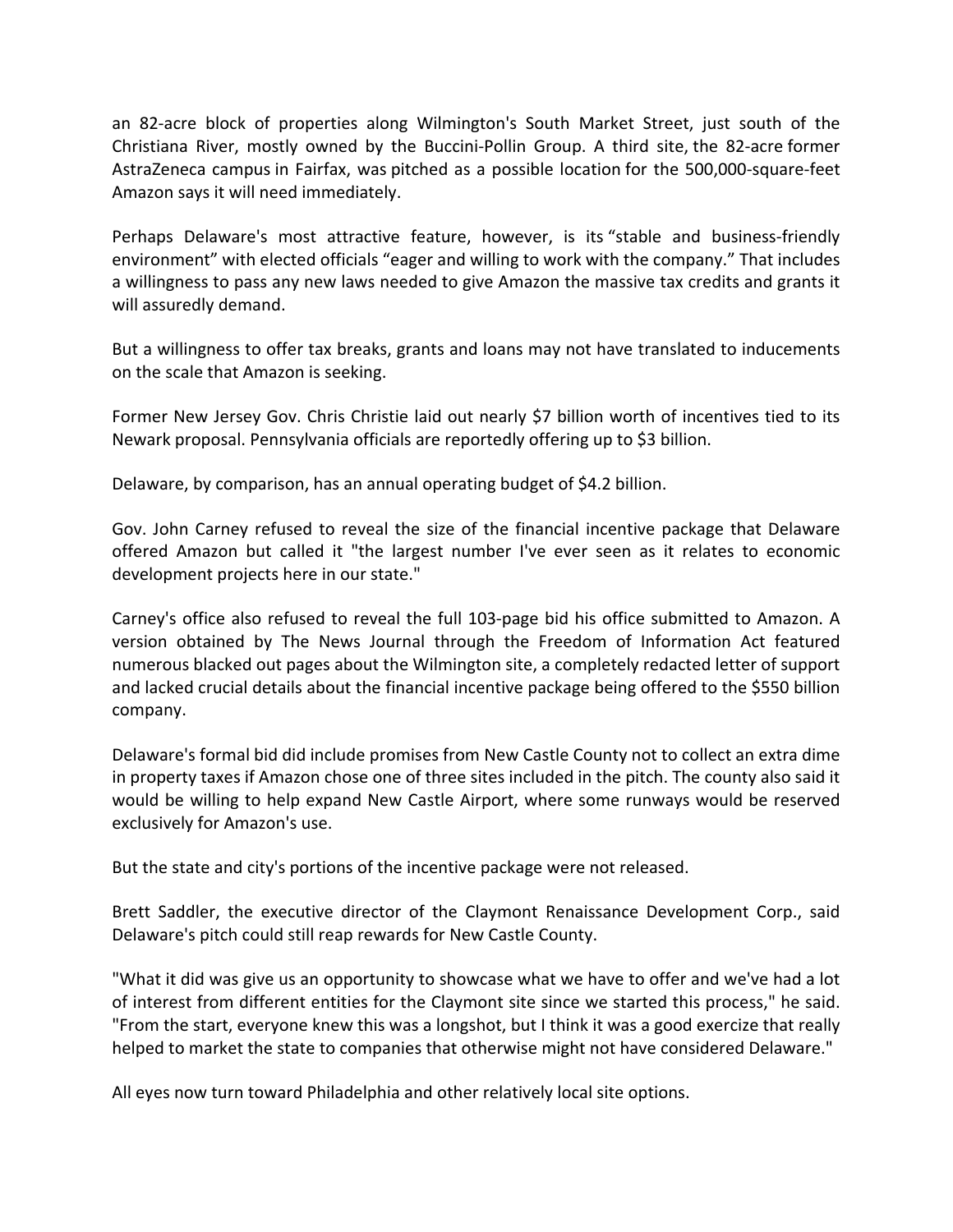an 82-acre block of properties along Wilmington's South Market Street, just south of the Christiana River, mostly owned by the Buccini-Pollin Group. A third site, the 82-acre former AstraZeneca campus in Fairfax, was pitched as a possible location for the 500,000-square-feet Amazon says it will need immediately.

Perhaps Delaware's most attractive feature, however, is its "stable and business-friendly environment" with elected officials "eager and willing to work with the company." That includes a willingness to pass any new laws needed to give Amazon the massive tax credits and grants it will assuredly demand.

But a willingness to offer tax breaks, grants and loans may not have translated to inducements on the scale that Amazon is seeking.

Former New Jersey Gov. Chris Christie laid out nearly $7 billion worth of incentives tied to its Newark proposal. Pennsylvania officials are reportedly offering up to $3 billion.

Delaware, by comparison, has an annual operating budget of $4.2 billion.

Gov. John Carney refused to reveal the size of the financial incentive package that Delaware offered Amazon but called it "the largest number I've ever seen as it relates to economic development projects here in our state."

Carney's office also refused to reveal the full 103-page bid his office submitted to Amazon. A version obtained by The News Journal through the Freedom of Information Act featured numerous blacked out pages about the Wilmington site, a completely redacted letter of support and lacked crucial details about the financial incentive package being offered to the $550 billion company.

Delaware's formal bid did include promises from New Castle County not to collect an extra dime in property taxes if Amazon chose one of three sites included in the pitch. The county also said it would be willing to help expand New Castle Airport, where some runways would be reserved exclusively for Amazon's use.

But the state and city's portions of the incentive package were not released.

Brett Saddler, the executive director of the Claymont Renaissance Development Corp., said Delaware's pitch could still reap rewards for New Castle County.

"What it did was give us an opportunity to showcase what we have to offer and we've had a lot of interest from different entities for the Claymont site since we started this process," he said. "From the start, everyone knew this was a longshot, but I think it was a good exercize that really helped to market the state to companies that otherwise might not have considered Delaware."

All eyes now turn toward Philadelphia and other relatively local site options.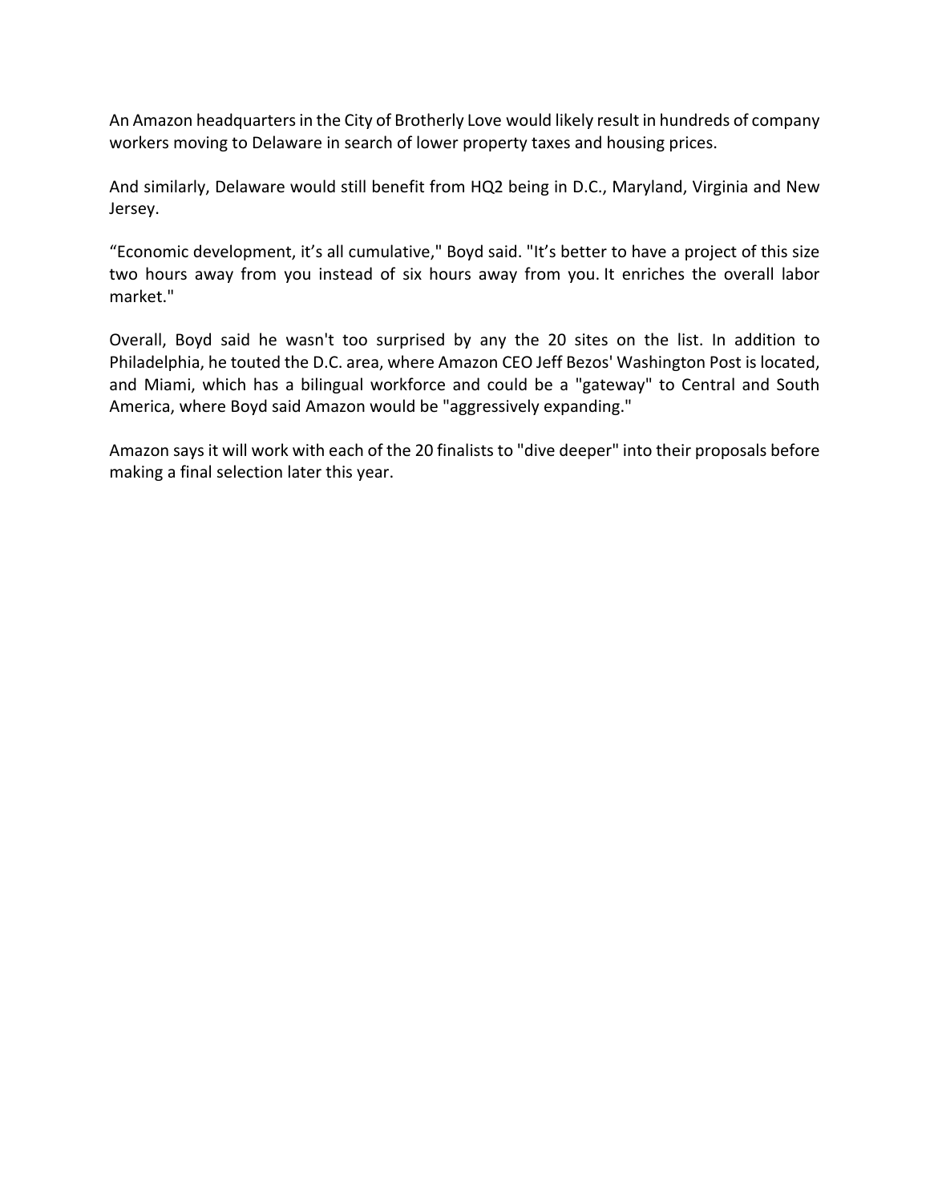An Amazon headquarters in the City of Brotherly Love would likely result in hundreds of company workers moving to Delaware in search of lower property taxes and housing prices.

And similarly, Delaware would still benefit from HQ2 being in D.C., Maryland, Virginia and New Jersey.

“Economic development, it’s all cumulative," Boyd said. "It’s better to have a project of this size two hours away from you instead of six hours away from you. It enriches the overall labor market."

Overall, Boyd said he wasn't too surprised by any the 20 sites on the list. In addition to Philadelphia, he touted the D.C. area, where Amazon CEO Jeff Bezos' Washington Post is located, and Miami, which has a bilingual workforce and could be a "gateway" to Central and South America, where Boyd said Amazon would be "aggressively expanding."

Amazon says it will work with each of the 20 finalists to "dive deeper" into their proposals before making a final selection later this year.